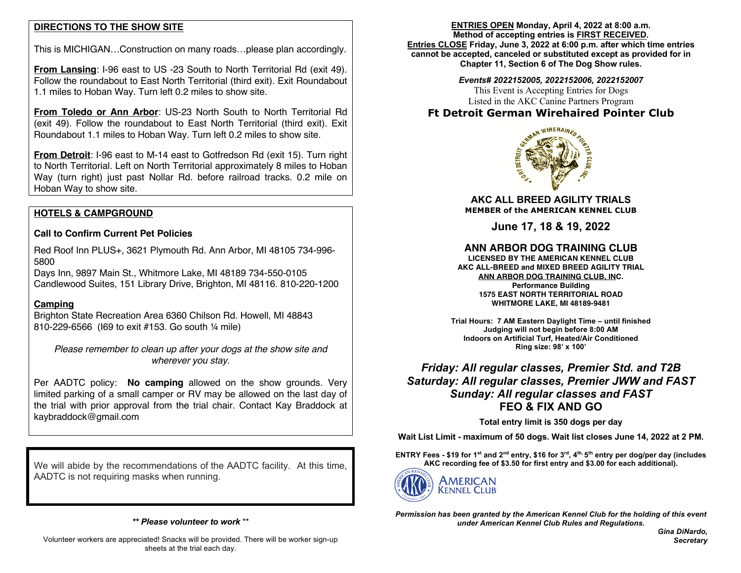## DIRECTIONS TO THE SHOW SITE

This is MICHIGAN…Construction on many roads…please plan accordingly.

**From Lansing**: I-96 east to US -23 South to North Territorial Rd (exit 49). Follow the roundabout to East North Territorial (third exit). Exit Roundabout 1.1 miles to Hoban Way. Turn left 0.2 miles to show site.

**From Toledo or Ann Arbor**: US-23 North South to North Territorial Rd (exit 49). Follow the roundabout to East North Territorial (third exit). Exit Roundabout 1.1 miles to Hoban Way. Turn left 0.2 miles to show site.

**From Detroit**: I-96 east to M-14 east to Gotfredson Rd (exit 15). Turn right to North Territorial. Left on North Territorial approximately 8 miles to Hoban Way (turn right) just past Nollar Rd. before railroad tracks. 0.2 mile on Hoban Way to show site.

## HOTELS & CAMPGROUND

**Call to Confirm Current Pet Policies**

Red Roof Inn PLUS+, 3621 Plymouth Rd. Ann Arbor, MI 48105 734-996-5800
Days Inn, 9897 Main St., Whitmore Lake, MI 48189 734-550-0105
Candlewood Suites, 151 Library Drive, Brighton, MI 48116. 810-220-1200

**Camping**
Brighton State Recreation Area 6360 Chilson Rd. Howell, MI 48843
810-229-6566 (I69 to exit #153. Go south ¼ mile)

*Please remember to clean up after your dogs at the show site and wherever you stay.*

Per AADTC policy: **No camping** allowed on the show grounds. Very limited parking of a small camper or RV may be allowed on the last day of the trial with prior approval from the trial chair. Contact Kay Braddock at kaybraddock@gmail.com

We will abide by the recommendations of the AADTC facility. At this time, AADTC is not requiring masks when running.

***\*\* Please volunteer to work \*\****

Volunteer workers are appreciated! Snacks will be provided. There will be worker sign-up sheets at the trial each day.

**ENTRIES OPEN Monday, April 4, 2022 at 8:00 a.m.**
**Method of accepting entries is FIRST RECEIVED.**
**Entries CLOSE Friday, June 3, 2022 at 6:00 p.m. after which time entries cannot be accepted, canceled or substituted except as provided for in Chapter 11, Section 6 of The Dog Show rules.**

***Events# 2022152005, 2022152006, 2022152007***
This Event is Accepting Entries for Dogs
Listed in the AKC Canine Partners Program

# Ft Detroit German Wirehaired Pointer Club

FORT DETROIT GERMAN WIREHAIRED POINTER CLUB, INC.

### AKC ALL BREED AGILITY TRIALS
**MEMBER of the AMERICAN KENNEL CLUB**

### June 17, 18 & 19, 2022

## ANN ARBOR DOG TRAINING CLUB
**LICENSED BY THE AMERICAN KENNEL CLUB**
**AKC ALL-BREED and MIXED BREED AGILITY TRIAL**
**ANN ARBOR DOG TRAINING CLUB, INC.**
**Performance Building**
**1575 EAST NORTH TERRITORIAL ROAD**
**WHITMORE LAKE, MI 48189-9481**

**Trial Hours: 7 AM Eastern Daylight Time – until finished**
**Judging will not begin before 8:00 AM**
**Indoors on Artificial Turf, Heated/Air Conditioned**
**Ring size: 98' x 100'**

***Friday: All regular classes, Premier Std. and T2B***
***Saturday: All regular classes, Premier JWW and FAST***
***Sunday: All regular classes and FAST***
**FEO & FIX AND GO**

**Total entry limit is 350 dogs per day**

**Wait List Limit - maximum of 50 dogs. Wait list closes June 14, 2022 at 2 PM.**

**ENTRY Fees - $19 for 1st and 2nd entry, $16 for 3rd, 4th, 5th entry per dog/per day (includes AKC recording fee of $3.50 for first entry and $3.00 for each additional).**

AMERICAN KENNEL CLUB

***Permission has been granted by the American Kennel Club for the holding of this event under American Kennel Club Rules and Regulations.***

***Gina DiNardo,***
***Secretary***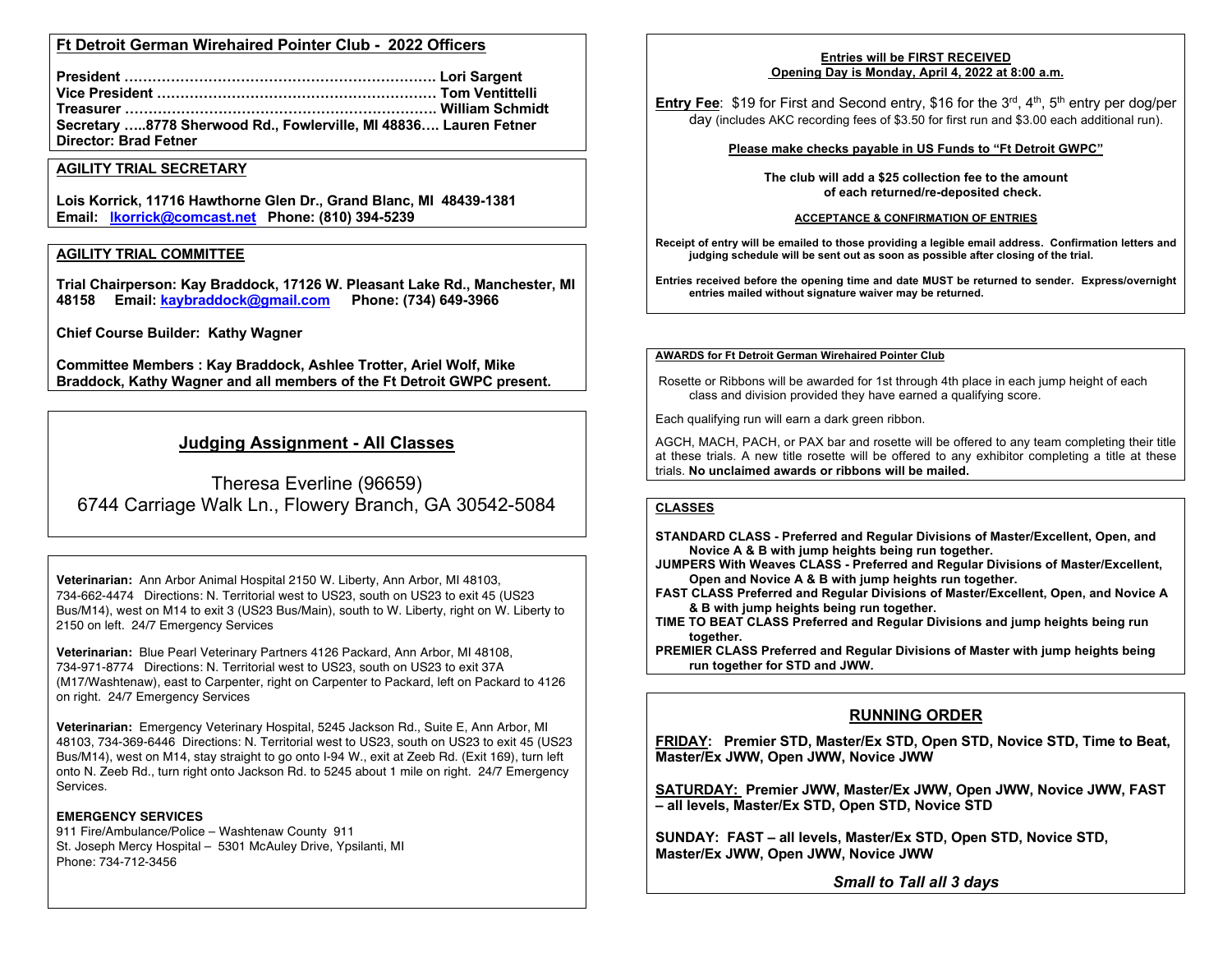## Ft Detroit German Wirehaired Pointer Club - 2022 Officers

**President …………………………………………………………. Lori Sargent**
**Vice President ……………………………………………………. Tom Ventittelli**
**Treasurer …………………………………………………………. William Schmidt**
**Secretary …..8778 Sherwood Rd., Fowlerville, MI 48836…. Lauren Fetner**
**Director: Brad Fetner**

## AGILITY TRIAL SECRETARY

**Lois Korrick, 11716 Hawthorne Glen Dr., Grand Blanc, MI 48439-1381**
**Email: lkorrick@comcast.net Phone: (810) 394-5239**

## AGILITY TRIAL COMMITTEE

**Trial Chairperson: Kay Braddock, 17126 W. Pleasant Lake Rd., Manchester, MI 48158 Email: kaybraddock@gmail.com Phone: (734) 649-3966**

**Chief Course Builder: Kathy Wagner**

**Committee Members : Kay Braddock, Ashlee Trotter, Ariel Wolf, Mike Braddock, Kathy Wagner and all members of the Ft Detroit GWPC present.**

## Judging Assignment - All Classes

Theresa Everline (96659)
6744 Carriage Walk Ln., Flowery Branch, GA 30542-5084

**Veterinarian:** Ann Arbor Animal Hospital 2150 W. Liberty, Ann Arbor, MI 48103, 734-662-4474 Directions: N. Territorial west to US23, south on US23 to exit 45 (US23 Bus/M14), west on M14 to exit 3 (US23 Bus/Main), south to W. Liberty, right on W. Liberty to 2150 on left. 24/7 Emergency Services

**Veterinarian:** Blue Pearl Veterinary Partners 4126 Packard, Ann Arbor, MI 48108, 734-971-8774 Directions: N. Territorial west to US23, south on US23 to exit 37A (M17/Washtenaw), east to Carpenter, right on Carpenter to Packard, left on Packard to 4126 on right. 24/7 Emergency Services

**Veterinarian:** Emergency Veterinary Hospital, 5245 Jackson Rd., Suite E, Ann Arbor, MI 48103, 734-369-6446 Directions: N. Territorial west to US23, south on US23 to exit 45 (US23 Bus/M14), west on M14, stay straight to go onto I-94 W., exit at Zeeb Rd. (Exit 169), turn left onto N. Zeeb Rd., turn right onto Jackson Rd. to 5245 about 1 mile on right. 24/7 Emergency Services.

**EMERGENCY SERVICES**
911 Fire/Ambulance/Police – Washtenaw County 911
St. Joseph Mercy Hospital – 5301 McAuley Drive, Ypsilanti, MI
Phone: 734-712-3456

**Entries will be FIRST RECEIVED**
**Opening Day is Monday, April 4, 2022 at 8:00 a.m.**

**Entry Fee**: $19 for First and Second entry, $16 for the 3rd, 4th, 5th entry per dog/per day (includes AKC recording fees of $3.50 for first run and $3.00 each additional run).

**Please make checks payable in US Funds to "Ft Detroit GWPC"**

**The club will add a $25 collection fee to the amount of each returned/re-deposited check.**

**ACCEPTANCE & CONFIRMATION OF ENTRIES**

**Receipt of entry will be emailed to those providing a legible email address. Confirmation letters and judging schedule will be sent out as soon as possible after closing of the trial.**

**Entries received before the opening time and date MUST be returned to sender. Express/overnight entries mailed without signature waiver may be returned.**

**AWARDS for Ft Detroit German Wirehaired Pointer Club**

Rosette or Ribbons will be awarded for 1st through 4th place in each jump height of each class and division provided they have earned a qualifying score.

Each qualifying run will earn a dark green ribbon.

AGCH, MACH, PACH, or PAX bar and rosette will be offered to any team completing their title at these trials. A new title rosette will be offered to any exhibitor completing a title at these trials. **No unclaimed awards or ribbons will be mailed.**

**CLASSES**

**STANDARD CLASS - Preferred and Regular Divisions of Master/Excellent, Open, and Novice A & B with jump heights being run together.**
**JUMPERS With Weaves CLASS - Preferred and Regular Divisions of Master/Excellent, Open and Novice A & B with jump heights run together.**
**FAST CLASS Preferred and Regular Divisions of Master/Excellent, Open, and Novice A & B with jump heights being run together.**
**TIME TO BEAT CLASS Preferred and Regular Divisions and jump heights being run together.**
**PREMIER CLASS Preferred and Regular Divisions of Master with jump heights being run together for STD and JWW.**

## RUNNING ORDER

**FRIDAY: Premier STD, Master/Ex STD, Open STD, Novice STD, Time to Beat, Master/Ex JWW, Open JWW, Novice JWW**

**SATURDAY: Premier JWW, Master/Ex JWW, Open JWW, Novice JWW, FAST – all levels, Master/Ex STD, Open STD, Novice STD**

**SUNDAY: FAST – all levels, Master/Ex STD, Open STD, Novice STD, Master/Ex JWW, Open JWW, Novice JWW**

***Small to Tall all 3 days***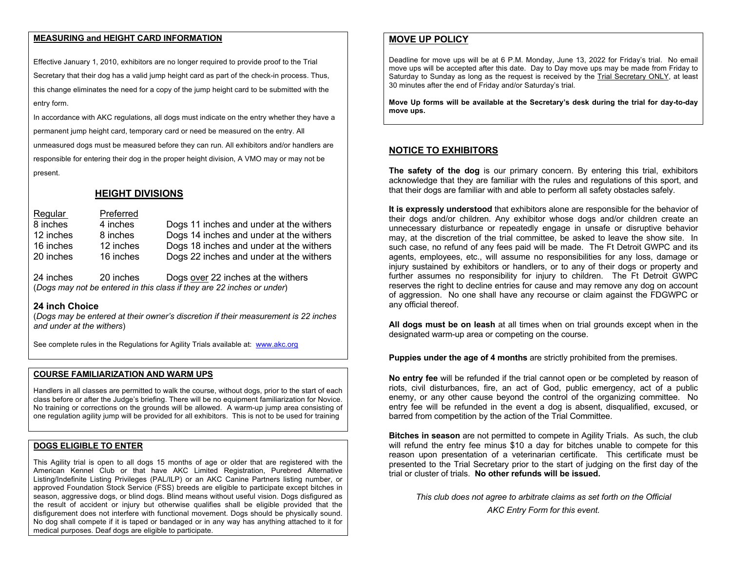## MEASURING and HEIGHT CARD INFORMATION

Effective January 1, 2010, exhibitors are no longer required to provide proof to the Trial Secretary that their dog has a valid jump height card as part of the check-in process. Thus, this change eliminates the need for a copy of the jump height card to be submitted with the entry form.

In accordance with AKC regulations, all dogs must indicate on the entry whether they have a permanent jump height card, temporary card or need be measured on the entry. All unmeasured dogs must be measured before they can run. All exhibitors and/or handlers are responsible for entering their dog in the proper height division, A VMO may or may not be present.

### HEIGHT DIVISIONS

| Regular | Preferred | |
|---|---|---|
| 8 inches | 4 inches | Dogs 11 inches and under at the withers |
| 12 inches | 8 inches | Dogs 14 inches and under at the withers |
| 16 inches | 12 inches | Dogs 18 inches and under at the withers |
| 20 inches | 16 inches | Dogs 22 inches and under at the withers |
| 24 inches | 20 inches | Dogs over 22 inches at the withers |

(*Dogs may not be entered in this class if they are 22 inches or under*)

**24 inch Choice**

(*Dogs may be entered at their owner's discretion if their measurement is 22 inches and under at the withers*)

See complete rules in the Regulations for Agility Trials available at: www.akc.org

## COURSE FAMILIARIZATION AND WARM UPS

Handlers in all classes are permitted to walk the course, without dogs, prior to the start of each class before or after the Judge's briefing. There will be no equipment familiarization for Novice. No training or corrections on the grounds will be allowed. A warm-up jump area consisting of one regulation agility jump will be provided for all exhibitors. This is not to be used for training

## DOGS ELIGIBLE TO ENTER

This Agility trial is open to all dogs 15 months of age or older that are registered with the American Kennel Club or that have AKC Limited Registration, Purebred Alternative Listing/Indefinite Listing Privileges (PAL/ILP) or an AKC Canine Partners listing number, or approved Foundation Stock Service (FSS) breeds are eligible to participate except bitches in season, aggressive dogs, or blind dogs. Blind means without useful vision. Dogs disfigured as the result of accident or injury but otherwise qualifies shall be eligible provided that the disfigurement does not interfere with functional movement. Dogs should be physically sound. No dog shall compete if it is taped or bandaged or in any way has anything attached to it for medical purposes. Deaf dogs are eligible to participate.

## MOVE UP POLICY

Deadline for move ups will be at 6 P.M. Monday, June 13, 2022 for Friday's trial. No email move ups will be accepted after this date. Day to Day move ups may be made from Friday to Saturday to Sunday as long as the request is received by the Trial Secretary ONLY, at least 30 minutes after the end of Friday and/or Saturday's trial.

**Move Up forms will be available at the Secretary's desk during the trial for day-to-day move ups.**

## NOTICE TO EXHIBITORS

**The safety of the dog** is our primary concern. By entering this trial, exhibitors acknowledge that they are familiar with the rules and regulations of this sport, and that their dogs are familiar with and able to perform all safety obstacles safely.

**It is expressly understood** that exhibitors alone are responsible for the behavior of their dogs and/or children. Any exhibitor whose dogs and/or children create an unnecessary disturbance or repeatedly engage in unsafe or disruptive behavior may, at the discretion of the trial committee, be asked to leave the show site. In such case, no refund of any fees paid will be made. The Ft Detroit GWPC and its agents, employees, etc., will assume no responsibilities for any loss, damage or injury sustained by exhibitors or handlers, or to any of their dogs or property and further assumes no responsibility for injury to children. The Ft Detroit GWPC reserves the right to decline entries for cause and may remove any dog on account of aggression. No one shall have any recourse or claim against the FDGWPC or any official thereof.

**All dogs must be on leash** at all times when on trial grounds except when in the designated warm-up area or competing on the course.

**Puppies under the age of 4 months** are strictly prohibited from the premises.

**No entry fee** will be refunded if the trial cannot open or be completed by reason of riots, civil disturbances, fire, an act of God, public emergency, act of a public enemy, or any other cause beyond the control of the organizing committee. No entry fee will be refunded in the event a dog is absent, disqualified, excused, or barred from competition by the action of the Trial Committee.

**Bitches in season** are not permitted to compete in Agility Trials. As such, the club will refund the entry fee minus $10 a day for bitches unable to compete for this reason upon presentation of a veterinarian certificate. This certificate must be presented to the Trial Secretary prior to the start of judging on the first day of the trial or cluster of trials. **No other refunds will be issued.**

*This club does not agree to arbitrate claims as set forth on the Official AKC Entry Form for this event.*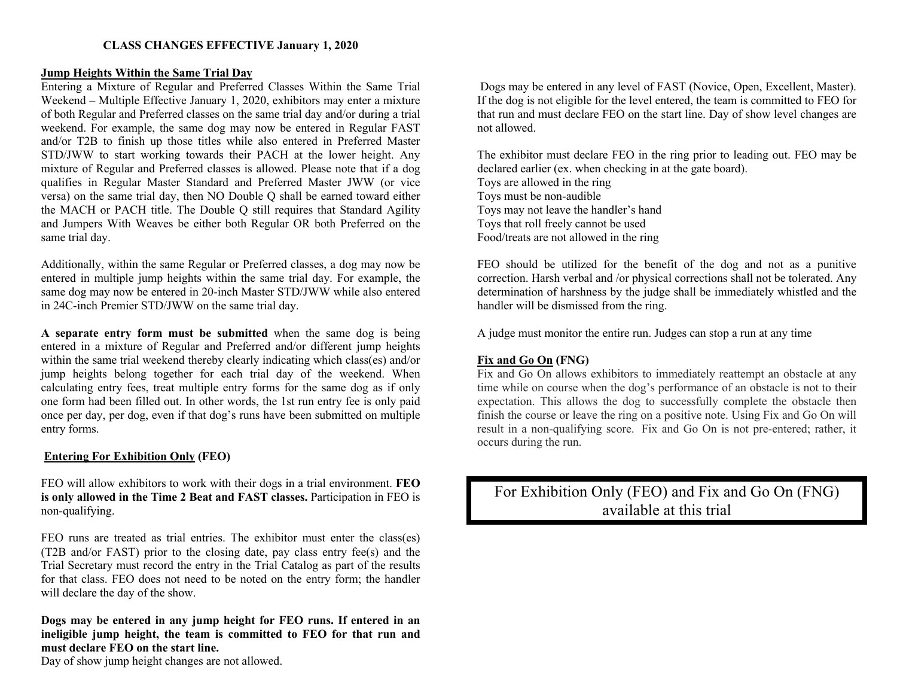**CLASS CHANGES EFFECTIVE January 1, 2020**

**Jump Heights Within the Same Trial Day**

Entering a Mixture of Regular and Preferred Classes Within the Same Trial Weekend – Multiple Effective January 1, 2020, exhibitors may enter a mixture of both Regular and Preferred classes on the same trial day and/or during a trial weekend. For example, the same dog may now be entered in Regular FAST and/or T2B to finish up those titles while also entered in Preferred Master STD/JWW to start working towards their PACH at the lower height. Any mixture of Regular and Preferred classes is allowed. Please note that if a dog qualifies in Regular Master Standard and Preferred Master JWW (or vice versa) on the same trial day, then NO Double Q shall be earned toward either the MACH or PACH title. The Double Q still requires that Standard Agility and Jumpers With Weaves be either both Regular OR both Preferred on the same trial day.

Additionally, within the same Regular or Preferred classes, a dog may now be entered in multiple jump heights within the same trial day. For example, the same dog may now be entered in 20-inch Master STD/JWW while also entered in 24C-inch Premier STD/JWW on the same trial day.

**A separate entry form must be submitted** when the same dog is being entered in a mixture of Regular and Preferred and/or different jump heights within the same trial weekend thereby clearly indicating which class(es) and/or jump heights belong together for each trial day of the weekend. When calculating entry fees, treat multiple entry forms for the same dog as if only one form had been filled out. In other words, the 1st run entry fee is only paid once per day, per dog, even if that dog's runs have been submitted on multiple entry forms.

**Entering For Exhibition Only (FEO)**

FEO will allow exhibitors to work with their dogs in a trial environment. **FEO is only allowed in the Time 2 Beat and FAST classes.** Participation in FEO is non-qualifying.

FEO runs are treated as trial entries. The exhibitor must enter the class(es) (T2B and/or FAST) prior to the closing date, pay class entry fee(s) and the Trial Secretary must record the entry in the Trial Catalog as part of the results for that class. FEO does not need to be noted on the entry form; the handler will declare the day of the show.

**Dogs may be entered in any jump height for FEO runs. If entered in an ineligible jump height, the team is committed to FEO for that run and must declare FEO on the start line.**
Day of show jump height changes are not allowed.

Dogs may be entered in any level of FAST (Novice, Open, Excellent, Master). If the dog is not eligible for the level entered, the team is committed to FEO for that run and must declare FEO on the start line. Day of show level changes are not allowed.

The exhibitor must declare FEO in the ring prior to leading out. FEO may be declared earlier (ex. when checking in at the gate board).
Toys are allowed in the ring
Toys must be non-audible
Toys may not leave the handler's hand
Toys that roll freely cannot be used
Food/treats are not allowed in the ring

FEO should be utilized for the benefit of the dog and not as a punitive correction. Harsh verbal and /or physical corrections shall not be tolerated. Any determination of harshness by the judge shall be immediately whistled and the handler will be dismissed from the ring.

A judge must monitor the entire run. Judges can stop a run at any time

**Fix and Go On (FNG)**

Fix and Go On allows exhibitors to immediately reattempt an obstacle at any time while on course when the dog's performance of an obstacle is not to their expectation. This allows the dog to successfully complete the obstacle then finish the course or leave the ring on a positive note. Using Fix and Go On will result in a non-qualifying score. Fix and Go On is not pre-entered; rather, it occurs during the run.

For Exhibition Only (FEO) and Fix and Go On (FNG) available at this trial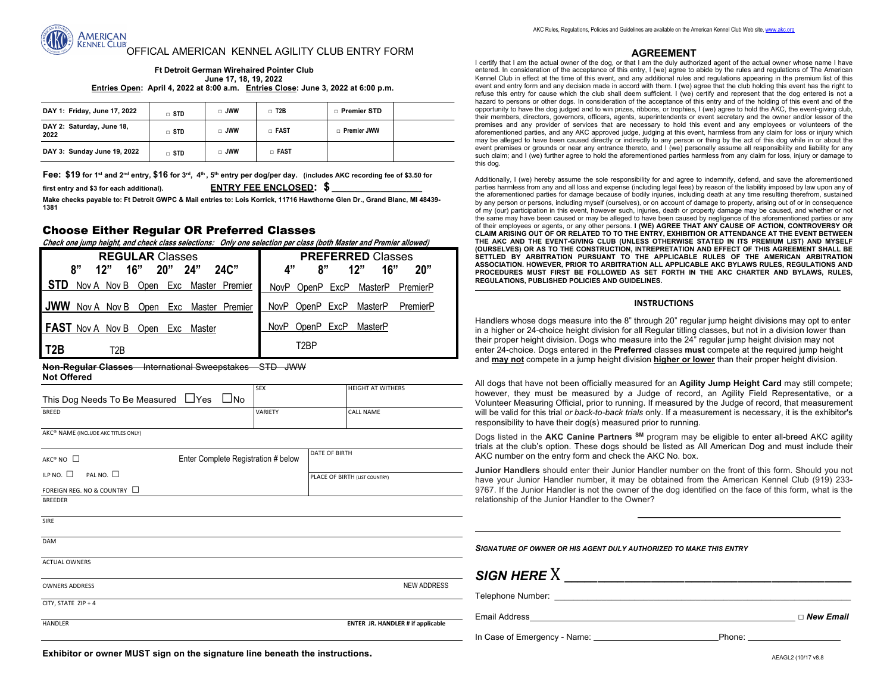AKC Rules, Regulations, Policies and Guidelines are available on the American Kennel Club Web site, www.akc.org

AMERICAN KENNEL CLUB

# OFFICAL AMERICAN KENNEL AGILITY CLUB ENTRY FORM

**Ft Detroit German Wirehaired Pointer Club**
**June 17, 18, 19, 2022**
**Entries Open: April 4, 2022 at 8:00 a.m. Entries Close: June 3, 2022 at 6:00 p.m.**

| | | | | | |
|---|---|---|---|---|---|
| DAY 1: Friday, June 17, 2022 | □ STD | □ JWW | □ T2B | □ Premier STD | |
| DAY 2: Saturday, June 18, 2022 | □ STD | □ JWW | □ FAST | □ Premier JWW | |
| DAY 3: Sunday June 19, 2022 | □ STD | □ JWW | □ FAST | | |

**Fee: $19 for 1st and 2nd entry, $16 for 3rd, 4th, 5th entry per dog/per day. (includes AKC recording fee of $3.50 for first entry and $3 for each additional).** **ENTRY FEE ENCLOSED: $** ____________

**Make checks payable to: Ft Detroit GWPC & Mail entries to: Lois Korrick, 11716 Hawthorne Glen Dr., Grand Blanc, MI 48439-1381**

## Choose Either Regular OR Preferred Classes

***Check one jump height, and check class selections: Only one selection per class (both Master and Premier allowed)***

| REGULAR Classes 8" 12" 16" 20" 24" 24C" | PREFERRED Classes 4" 8" 12" 16" 20" |
|---|---|
| **STD** Nov A Nov B Open Exc Master Premier | NovP OpenP ExcP MasterP PremierP |
| **JWW** Nov A Nov B Open Exc Master Premier | NovP OpenP ExcP MasterP PremierP |
| **FAST** Nov A Nov B Open Exc Master | NovP OpenP ExcP MasterP |
| **T2B** T2B | T2BP |

~~**Non-Regular Classes** International Sweepstakes STD JWW~~
**Not Offered**

| | | |
|---|---|---|
| This Dog Needs To Be Measured ☐Yes ☐No | SEX | HEIGHT AT WITHERS |
| BREED | VARIETY | CALL NAME |

AKC® NAME (INCLUDE AKC TITLES ONLY)

| | |
|---|---|
| AKC® NO ☐ Enter Complete Registration # below | DATE OF BIRTH |
| ILP NO. ☐ PAL NO. ☐ | PLACE OF BIRTH (LIST COUNTRY) |
| FOREIGN REG. NO & COUNTRY ☐ | |

BREEDER

SIRE

DAM

ACTUAL OWNERS

OWNERS ADDRESS — NEW ADDRESS

CITY, STATE ZIP + 4

HANDLER — **ENTER JR. HANDLER # if applicable**

**Exhibitor or owner MUST sign on the signature line beneath the instructions.**

## AGREEMENT

I certify that I am the actual owner of the dog, or that I am the duly authorized agent of the actual owner whose name I have entered. In consideration of the acceptance of this entry, I (we) agree to abide by the rules and regulations of The American Kennel Club in effect at the time of this event, and any additional rules and regulations appearing in the premium list of this event and entry form and any decision made in accord with them. I (we) agree that the club holding this event has the right to refuse this entry for cause which the club shall deem sufficient. I (we) certify and represent that the dog entered is not a hazard to persons or other dogs. In consideration of the acceptance of this entry and of the holding of this event and of the opportunity to have the dog judged and to win prizes, ribbons, or trophies, I (we) agree to hold the AKC, the event-giving club, their members, directors, governors, officers, agents, superintendents or event secretary and the owner and/or lessor of the premises and any provider of services that are necessary to hold this event and any employees or volunteers of the aforementioned parties, and any AKC approved judge, judging at this event, harmless from any claim for loss or injury which may be alleged to have been caused directly or indirectly to any person or thing by the act of this dog while in or about the event premises or grounds or near any entrance thereto, and I (we) personally assume all responsibility and liability for any such claim; and I (we) further agree to hold the aforementioned parties harmless from any claim for loss, injury or damage to this dog.

Additionally, I (we) hereby assume the sole responsibility for and agree to indemnify, defend, and save the aforementioned parties harmless from any and all loss and expense (including legal fees) by reason of the liability imposed by law upon any of the aforementioned parties for damage because of bodily injuries, including death at any time resulting therefrom, sustained by any person or persons, including myself (ourselves), or on account of damage to property, arising out of or in consequence of my (our) participation in this event, however such, injuries, death or property damage may be caused, and whether or not the same may have been caused or may be alleged to have been caused by negligence of the aforementioned parties or any of their employees or agents, or any other persons. **I (WE) AGREE THAT ANY CAUSE OF ACTION, CONTROVERSY OR CLAIM ARISING OUT OF OR RELATED TO THE ENTRY, EXHIBITION OR ATTENDANCE AT THE EVENT BETWEEN THE AKC AND THE EVENT-GIVING CLUB (UNLESS OTHERWISE STATED IN ITS PREMIUM LIST) AND MYSELF (OURSELVES) OR AS TO THE CONSTRUCTION, INTREPRETATION AND EFFECT OF THIS AGREEMENT SHALL BE SETTLED BY ARBITRATION PURSUANT TO THE APPLICABLE RULES OF THE AMERICAN ARBITRATION ASSOCIATION. HOWEVER, PRIOR TO ARBITRATION ALL APPLICABLE AKC BYLAWS RULES, REGULATIONS AND PROCEDURES MUST FIRST BE FOLLOWED AS SET FORTH IN THE AKC CHARTER AND BYLAWS, RULES, REGULATIONS, PUBLISHED POLICIES AND GUIDELINES.**

### INSTRUCTIONS

Handlers whose dogs measure into the 8" through 20" regular jump height divisions may opt to enter in a higher or 24-choice height division for all Regular titling classes, but not in a division lower than their proper height division. Dogs who measure into the 24" regular jump height division may not enter 24-choice. Dogs entered in the **Preferred** classes **must** compete at the required jump height and **may not** compete in a jump height division **higher or lower** than their proper height division.

All dogs that have not been officially measured for an **Agility Jump Height Card** may still compete; however, they must be measured by *a* Judge of record, an Agility Field Representative, or a Volunteer Measuring Official, prior to running. If measured by the Judge of record, that measurement will be valid for this trial *or back-to-back trials* only. If a measurement is necessary, it is the exhibitor's responsibility to have their dog(s) measured prior to running.

Dogs listed in the **AKC Canine Partners** SM program may be eligible to enter all-breed AKC agility trials at the club's option. These dogs should be listed as All American Dog and must include their AKC number on the entry form and check the AKC No. box.

**Junior Handlers** should enter their Junior Handler number on the front of this form. Should you not have your Junior Handler number, it may be obtained from the American Kennel Club (919) 233-9767. If the Junior Handler is not the owner of the dog identified on the face of this form, what is the relationship of the Junior Handler to the Owner?

***SIGNATURE OF OWNER OR HIS AGENT DULY AUTHORIZED TO MAKE THIS ENTRY***

***SIGN HERE*** X ______________________________

Telephone Number: ______________________________

Email Address ______________________________ □ ***New Email***

In Case of Emergency - Name: ____________________ Phone: ____________________

AEAGL2 (10/17 v8.8